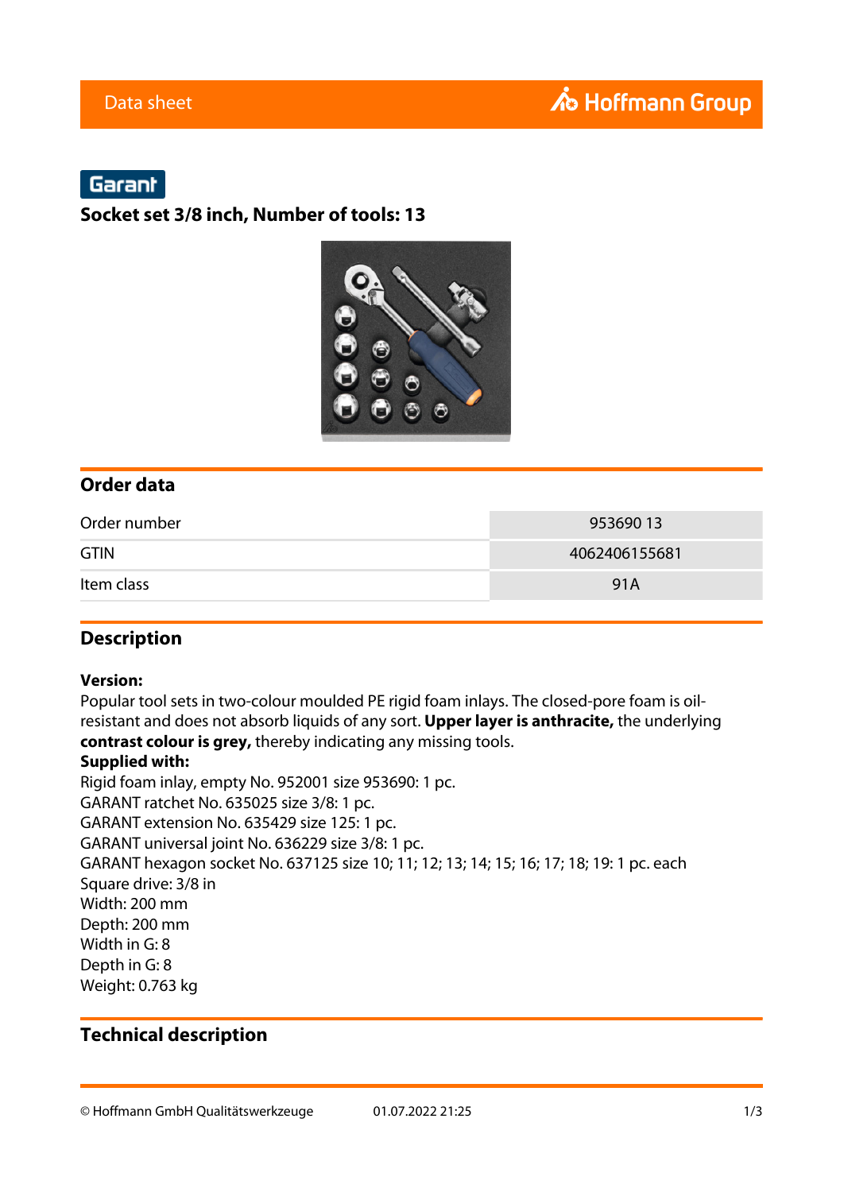Data sheet

Hoffmann Group

Garant

# Socket set 3/8 inch, Number of tools: 13

## Order data

| | |
|---|---|
| Order number | 953690 13 |
| GTIN | 4062406155681 |
| Item class | 91A |

## Description

**Version:**
Popular tool sets in two-colour moulded PE rigid foam inlays. The closed-pore foam is oil-resistant and does not absorb liquids of any sort. **Upper layer is anthracite,** the underlying **contrast colour is grey,** thereby indicating any missing tools.
**Supplied with:**
Rigid foam inlay, empty No. 952001 size 953690: 1 pc.
GARANT ratchet No. 635025 size 3/8: 1 pc.
GARANT extension No. 635429 size 125: 1 pc.
GARANT universal joint No. 636229 size 3/8: 1 pc.
GARANT hexagon socket No. 637125 size 10; 11; 12; 13; 14; 15; 16; 17; 18; 19: 1 pc. each
Square drive: 3/8 in
Width: 200 mm
Depth: 200 mm
Width in G: 8
Depth in G: 8
Weight: 0.763 kg

## Technical description

© Hoffmann GmbH Qualitätswerkzeuge 01.07.2022 21:25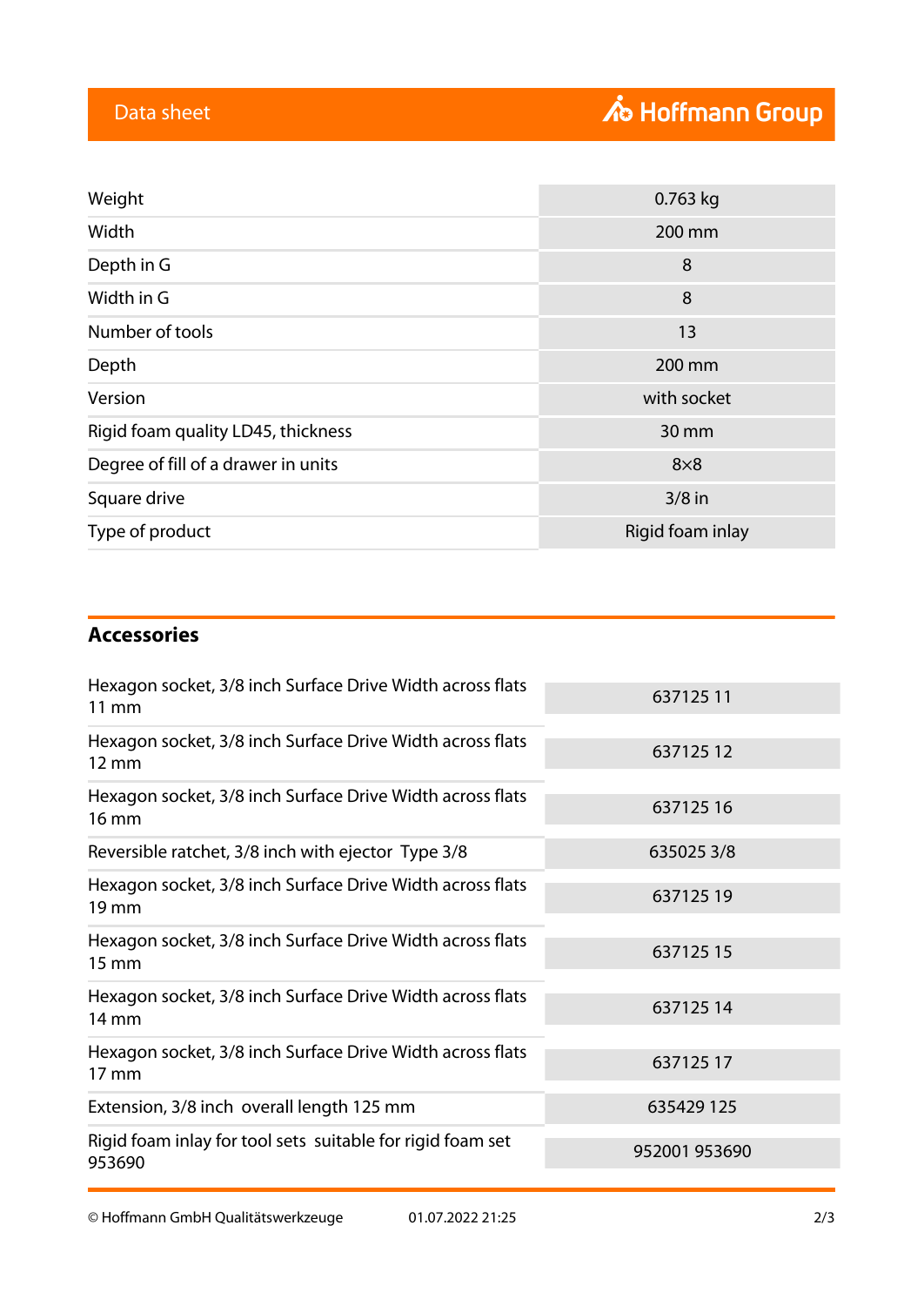| | |
|---|---|
| Weight | 0.763 kg |
| Width | 200 mm |
| Depth in G | 8 |
| Width in G | 8 |
| Number of tools | 13 |
| Depth | 200 mm |
| Version | with socket |
| Rigid foam quality LD45, thickness | 30 mm |
| Degree of fill of a drawer in units | 8×8 |
| Square drive | 3/8 in |
| Type of product | Rigid foam inlay |

## Accessories

| | |
|---|---|
| Hexagon socket, 3/8 inch Surface Drive Width across flats 11 mm | 637125 11 |
| Hexagon socket, 3/8 inch Surface Drive Width across flats 12 mm | 637125 12 |
| Hexagon socket, 3/8 inch Surface Drive Width across flats 16 mm | 637125 16 |
| Reversible ratchet, 3/8 inch with ejector Type 3/8 | 635025 3/8 |
| Hexagon socket, 3/8 inch Surface Drive Width across flats 19 mm | 637125 19 |
| Hexagon socket, 3/8 inch Surface Drive Width across flats 15 mm | 637125 15 |
| Hexagon socket, 3/8 inch Surface Drive Width across flats 14 mm | 637125 14 |
| Hexagon socket, 3/8 inch Surface Drive Width across flats 17 mm | 637125 17 |
| Extension, 3/8 inch overall length 125 mm | 635429 125 |
| Rigid foam inlay for tool sets suitable for rigid foam set 953690 | 952001 953690 |

© Hoffmann GmbH Qualitätswerkzeuge 01.07.2022 21:25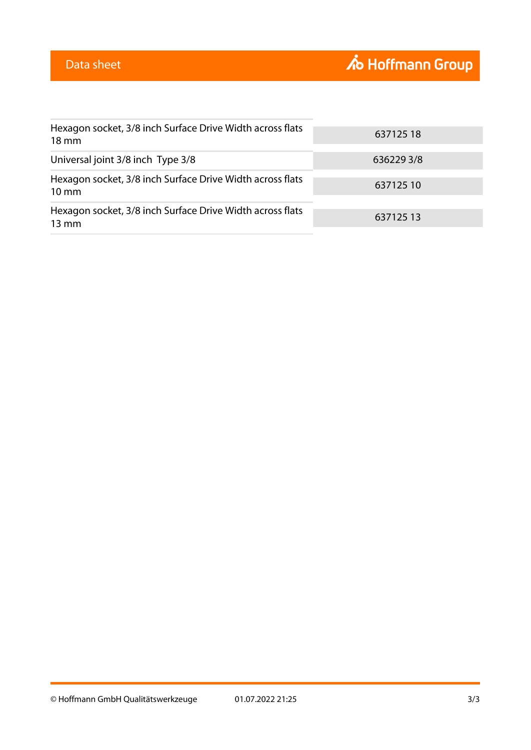| | |
|---|---|
| Hexagon socket, 3/8 inch Surface Drive Width across flats 18 mm | 637125 18 |
| Universal joint 3/8 inch  Type 3/8 | 636229 3/8 |
| Hexagon socket, 3/8 inch Surface Drive Width across flats 10 mm | 637125 10 |
| Hexagon socket, 3/8 inch Surface Drive Width across flats 13 mm | 637125 13 |